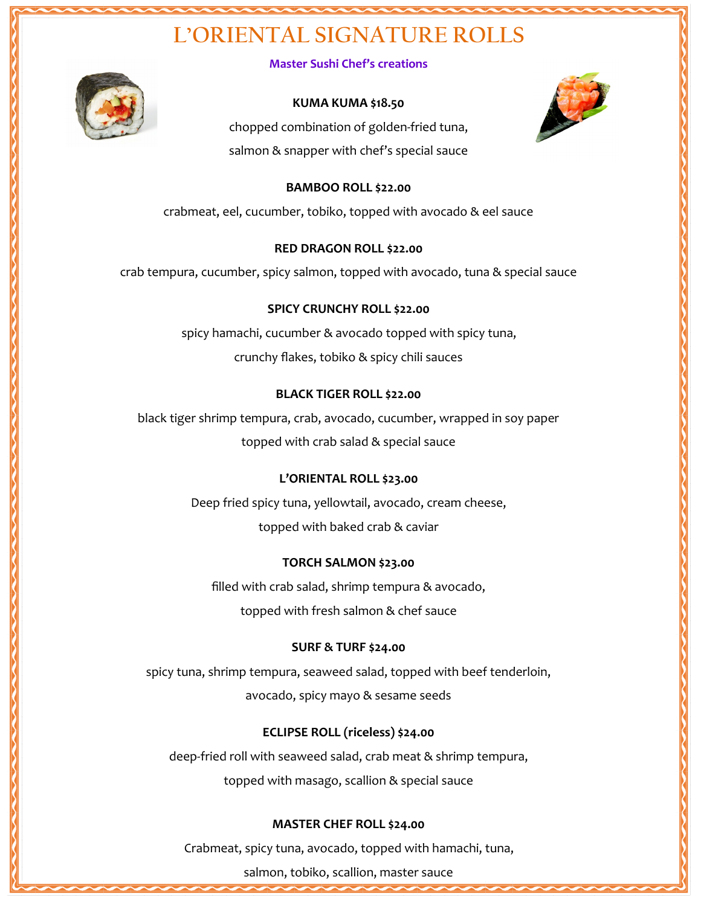# L'ORIENTAL SIGNATURE ROLLS

**Master Sushi Chef's creations**

**KUMA KUMA $18.50**

chopped combination of golden-fried tuna,
salmon & snapper with chef's special sauce

**BAMBOO ROLL $22.00**

crabmeat, eel, cucumber, tobiko, topped with avocado & eel sauce

**RED DRAGON ROLL $22.00**

crab tempura, cucumber, spicy salmon, topped with avocado, tuna & special sauce

**SPICY CRUNCHY ROLL $22.00**

spicy hamachi, cucumber & avocado topped with spicy tuna,
crunchy flakes, tobiko & spicy chili sauces

**BLACK TIGER ROLL $22.00**

black tiger shrimp tempura, crab, avocado, cucumber, wrapped in soy paper
topped with crab salad & special sauce

**L'ORIENTAL ROLL $23.00**

Deep fried spicy tuna, yellowtail, avocado, cream cheese,
topped with baked crab & caviar

**TORCH SALMON $23.00**

filled with crab salad, shrimp tempura & avocado,
topped with fresh salmon & chef sauce

**SURF & TURF $24.00**

spicy tuna, shrimp tempura, seaweed salad, topped with beef tenderloin,
avocado, spicy mayo & sesame seeds

**ECLIPSE ROLL (riceless) $24.00**

deep-fried roll with seaweed salad, crab meat & shrimp tempura,
topped with masago, scallion & special sauce

**MASTER CHEF ROLL $24.00**

Crabmeat, spicy tuna, avocado, topped with hamachi, tuna,
salmon, tobiko, scallion, master sauce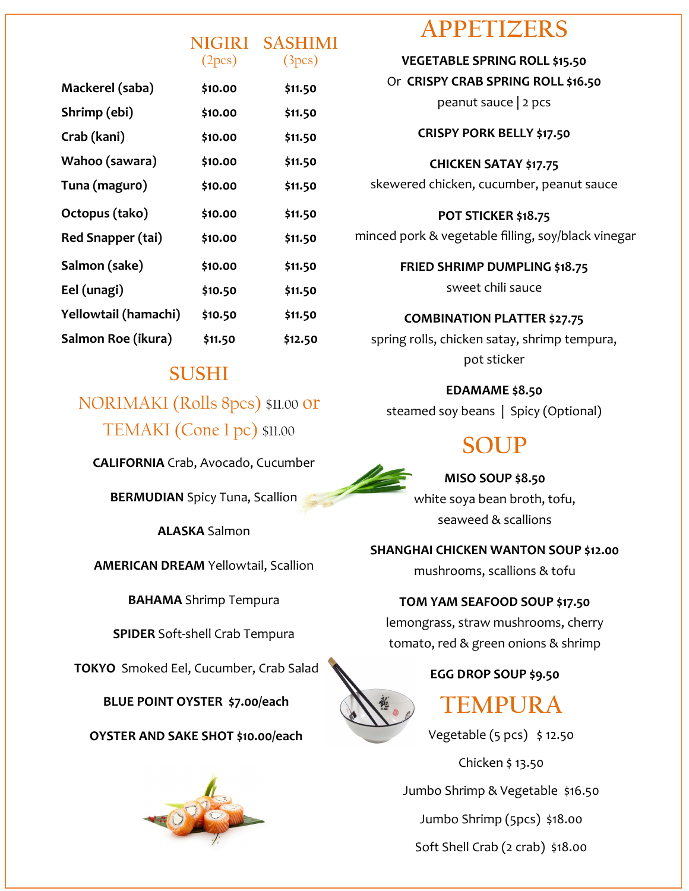| | NIGIRI (2pcs) | SASHIMI (3pcs) |
|---|---|---|
| **Mackerel (saba)** | **$10.00** | **$11.50** |
| **Shrimp (ebi)** | **$10.00** | **$11.50** |
| **Crab (kani)** | **$10.00** | **$11.50** |
| **Wahoo (sawara)** | **$10.00** | **$11.50** |
| **Tuna (maguro)** | **$10.00** | **$11.50** |
| **Octopus (tako)** | **$10.00** | **$11.50** |
| **Red Snapper (tai)** | **$10.00** | **$11.50** |
| **Salmon (sake)** | **$10.00** | **$11.50** |
| **Eel (unagi)** | **$10.50** | **$11.50** |
| **Yellowtail (hamachi)** | **$10.50** | **$11.50** |
| **Salmon Roe (ikura)** | **$11.50** | **$12.50** |

## SUSHI

### NORIMAKI (Rolls 8pcs) $11.00 or TEMAKI (Cone 1 pc) $11.00

**CALIFORNIA** Crab, Avocado, Cucumber

**BERMUDIAN** Spicy Tuna, Scallion

**ALASKA** Salmon

**AMERICAN DREAM** Yellowtail, Scallion

**BAHAMA** Shrimp Tempura

**SPIDER** Soft-shell Crab Tempura

**TOKYO** Smoked Eel, Cucumber, Crab Salad

**BLUE POINT OYSTER $7.00/each**

**OYSTER AND SAKE SHOT $10.00/each**

## APPETIZERS

**VEGETABLE SPRING ROLL $15.50**
Or **CRISPY CRAB SPRING ROLL $16.50**
peanut sauce | 2 pcs

**CRISPY PORK BELLY $17.50**

**CHICKEN SATAY $17.75**
skewered chicken, cucumber, peanut sauce

**POT STICKER $18.75**
minced pork & vegetable filling, soy/black vinegar

**FRIED SHRIMP DUMPLING $18.75**
sweet chili sauce

**COMBINATION PLATTER $27.75**
spring rolls, chicken satay, shrimp tempura, pot sticker

**EDAMAME $8.50**
steamed soy beans | Spicy (Optional)

## SOUP

**MISO SOUP $8.50**
white soya bean broth, tofu, seaweed & scallions

**SHANGHAI CHICKEN WANTON SOUP $12.00**
mushrooms, scallions & tofu

**TOM YAM SEAFOOD SOUP $17.50**
lemongrass, straw mushrooms, cherry tomato, red & green onions & shrimp

**EGG DROP SOUP $9.50**

## TEMPURA

Vegetable (5 pcs) $ 12.50

Chicken $ 13.50

Jumbo Shrimp & Vegetable $16.50

Jumbo Shrimp (5pcs) $18.00

Soft Shell Crab (2 crab) $18.00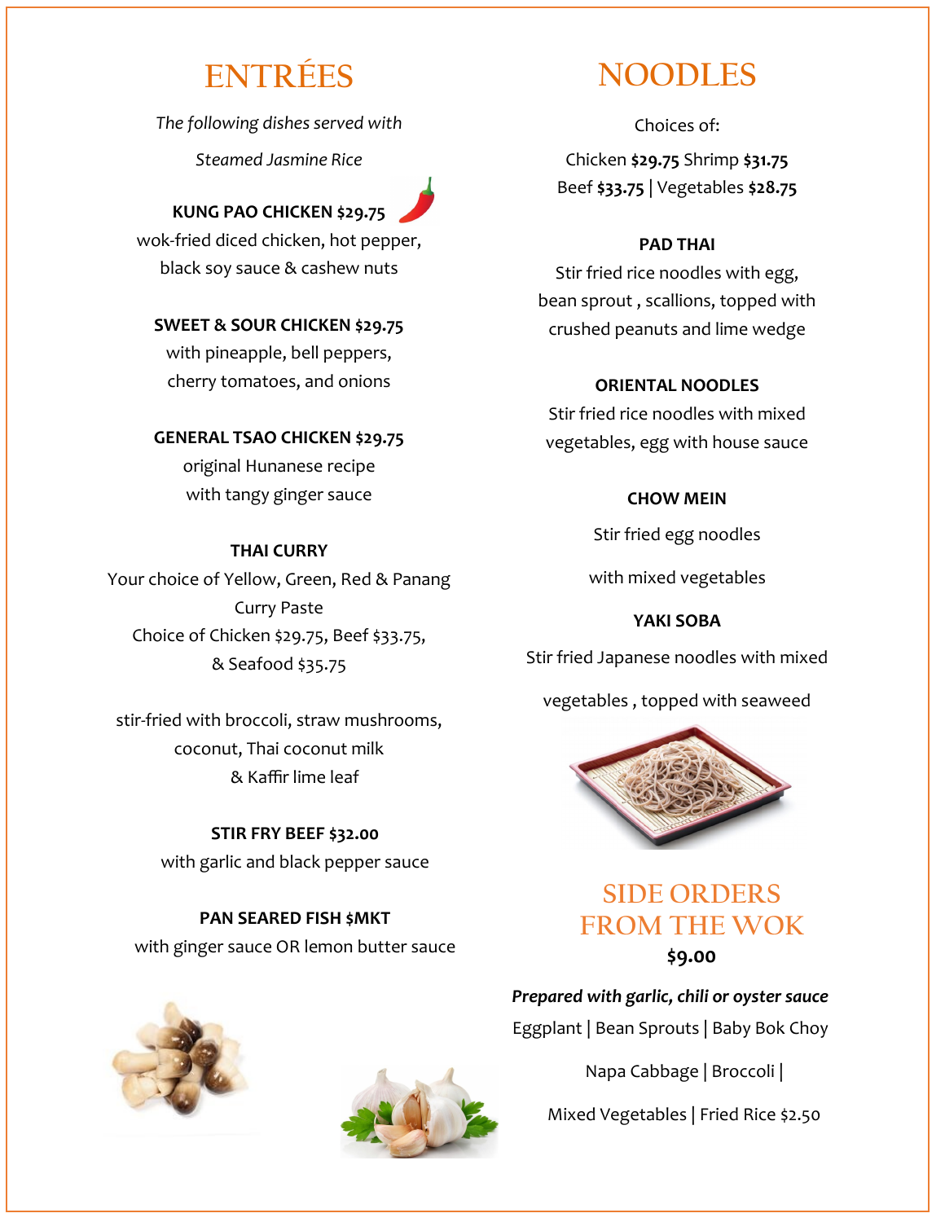## ENTRÉES

*The following dishes served with*

*Steamed Jasmine Rice*

**KUNG PAO CHICKEN $29.75**
wok-fried diced chicken, hot pepper, black soy sauce & cashew nuts

**SWEET & SOUR CHICKEN $29.75**
with pineapple, bell peppers, cherry tomatoes, and onions

**GENERAL TSAO CHICKEN $29.75**
original Hunanese recipe with tangy ginger sauce

**THAI CURRY**
Your choice of Yellow, Green, Red & Panang Curry Paste
Choice of Chicken $29.75, Beef $33.75, & Seafood $35.75

stir-fried with broccoli, straw mushrooms, coconut, Thai coconut milk & Kaffir lime leaf

**STIR FRY BEEF $32.00**
with garlic and black pepper sauce

**PAN SEARED FISH $MKT**
with ginger sauce OR lemon butter sauce

## NOODLES

Choices of:

Chicken **$29.75** Shrimp **$31.75**
Beef **$33.75** | Vegetables **$28.75**

**PAD THAI**
Stir fried rice noodles with egg, bean sprout , scallions, topped with crushed peanuts and lime wedge

**ORIENTAL NOODLES**
Stir fried rice noodles with mixed vegetables, egg with house sauce

**CHOW MEIN**
Stir fried egg noodles

with mixed vegetables

**YAKI SOBA**
Stir fried Japanese noodles with mixed

vegetables , topped with seaweed

## SIDE ORDERS FROM THE WOK

**$9.00**

***Prepared with garlic, chili or oyster sauce***

Eggplant | Bean Sprouts | Baby Bok Choy

Napa Cabbage | Broccoli |

Mixed Vegetables | Fried Rice $2.50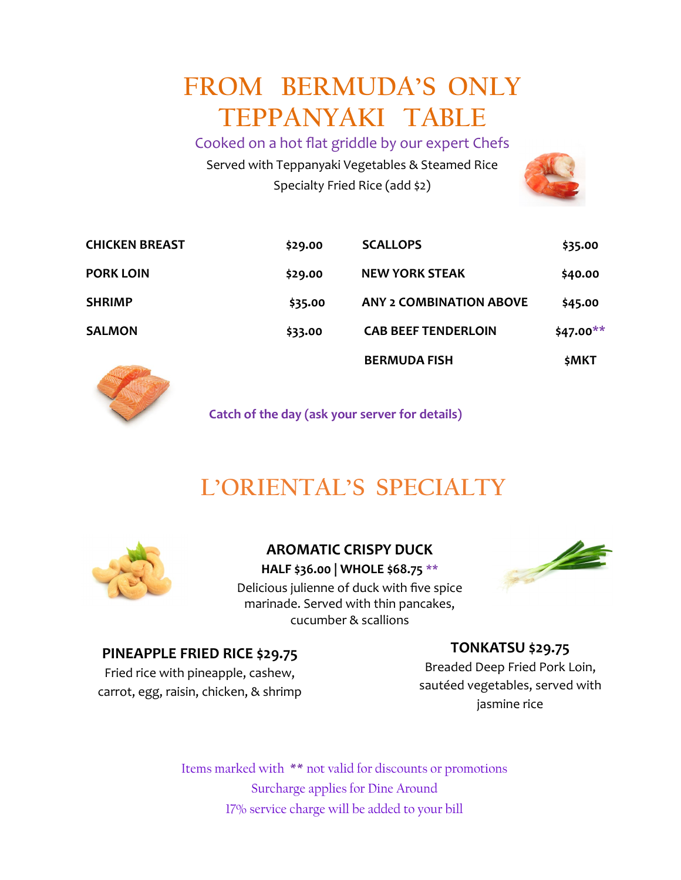# FROM BERMUDA'S ONLY TEPPANYAKI TABLE

Cooked on a hot flat griddle by our expert Chefs

Served with Teppanyaki Vegetables & Steamed Rice

Specialty Fried Rice (add $2)

| | | | |
|---|---|---|---|
| **CHICKEN BREAST** | **$29.00** | **SCALLOPS** | **$35.00** |
| **PORK LOIN** | **$29.00** | **NEW YORK STEAK** | **$40.00** |
| **SHRIMP** | **$35.00** | **ANY 2 COMBINATION ABOVE** | **$45.00** |
| **SALMON** | **$33.00** | **CAB BEEF TENDERLOIN** | **$47.00**** |
| | | **BERMUDA FISH** | **$MKT** |

**Catch of the day (ask your server for details)**

# L'ORIENTAL'S SPECIALTY

### AROMATIC CRISPY DUCK

**HALF $36.00 | WHOLE $68.75** **

Delicious julienne of duck with five spice marinade. Served with thin pancakes, cucumber & scallions

### PINEAPPLE FRIED RICE $29.75

Fried rice with pineapple, cashew, carrot, egg, raisin, chicken, & shrimp

### TONKATSU $29.75

Breaded Deep Fried Pork Loin, sautéed vegetables, served with jasmine rice

Items marked with ** not valid for discounts or promotions

Surcharge applies for Dine Around

17% service charge will be added to your bill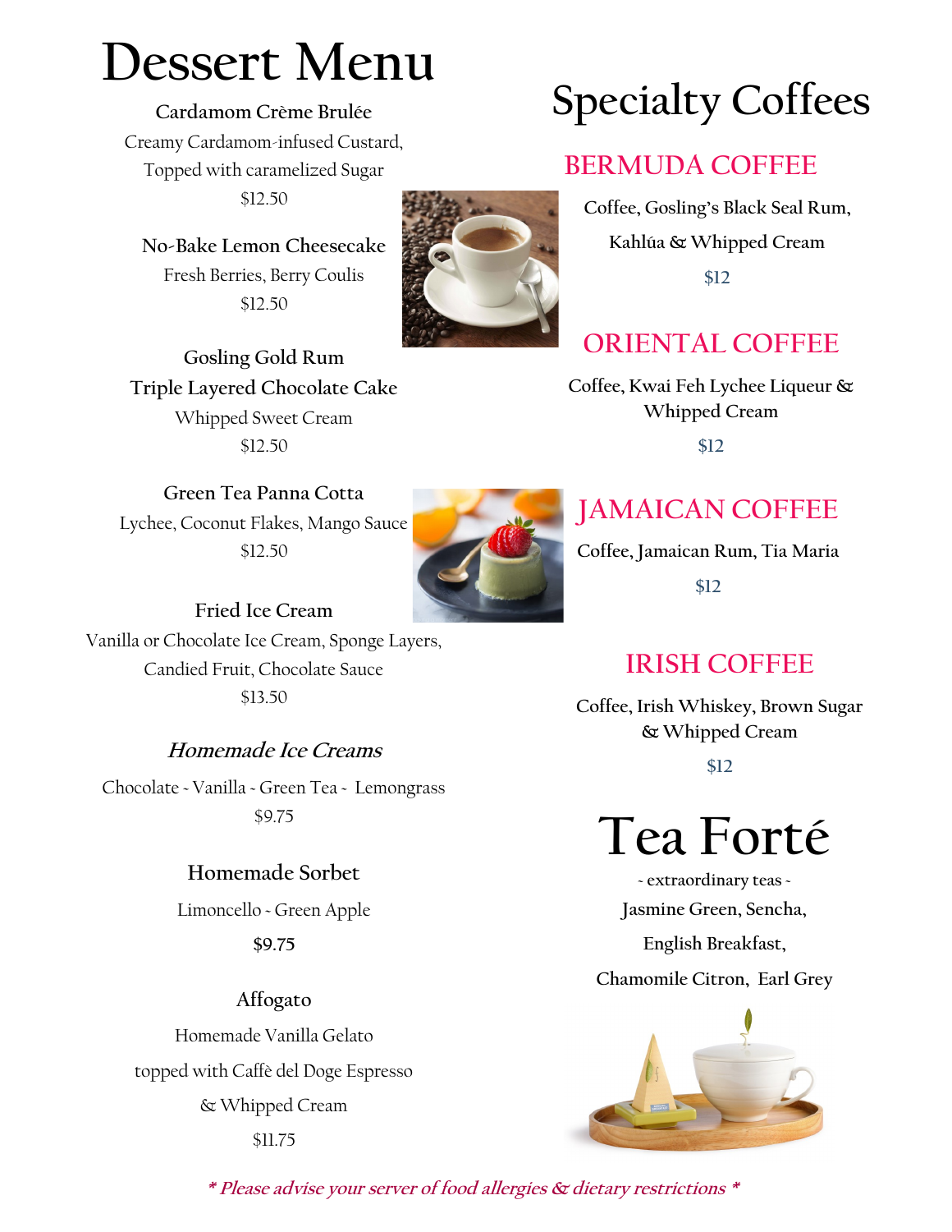# Dessert Menu

**Cardamom Crème Brulée**
Creamy Cardamom-infused Custard,
Topped with caramelized Sugar
$12.50

**No-Bake Lemon Cheesecake**
Fresh Berries, Berry Coulis
$12.50

**Gosling Gold Rum Triple Layered Chocolate Cake**
Whipped Sweet Cream
$12.50

**Green Tea Panna Cotta**
Lychee, Coconut Flakes, Mango Sauce
$12.50

**Fried Ice Cream**
Vanilla or Chocolate Ice Cream, Sponge Layers,
Candied Fruit, Chocolate Sauce
$13.50

***Homemade Ice Creams***
Chocolate - Vanilla - Green Tea - Lemongrass
$9.75

**Homemade Sorbet**
Limoncello - Green Apple
**$9.75**

**Affogato**
Homemade Vanilla Gelato
topped with Caffè del Doge Espresso
& Whipped Cream
$11.75

# Specialty Coffees

## BERMUDA COFFEE
Coffee, Gosling's Black Seal Rum,
Kahlúa & Whipped Cream
$12

## ORIENTAL COFFEE
Coffee, Kwai Feh Lychee Liqueur &
Whipped Cream
$12

## JAMAICAN COFFEE
Coffee, Jamaican Rum, Tia Maria
$12

## IRISH COFFEE
Coffee, Irish Whiskey, Brown Sugar
& Whipped Cream
$12

# Tea Forté

- extraordinary teas -
Jasmine Green, Sencha,
English Breakfast,
Chamomile Citron, Earl Grey

*\* Please advise your server of food allergies & dietary restrictions \**